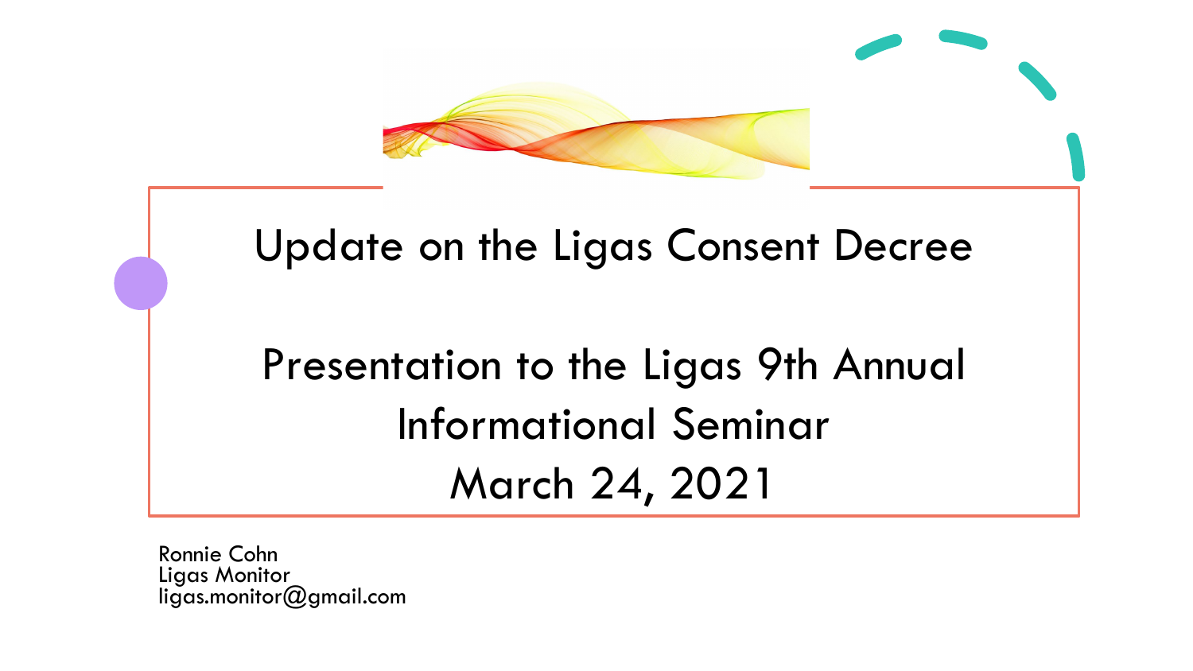# Update on the Ligas Consent Decree

## Presentation to the Ligas 9th Annual Informational Seminar
## March 24, 2021

Ronnie Cohn
Ligas Monitor
ligas.monitor@gmail.com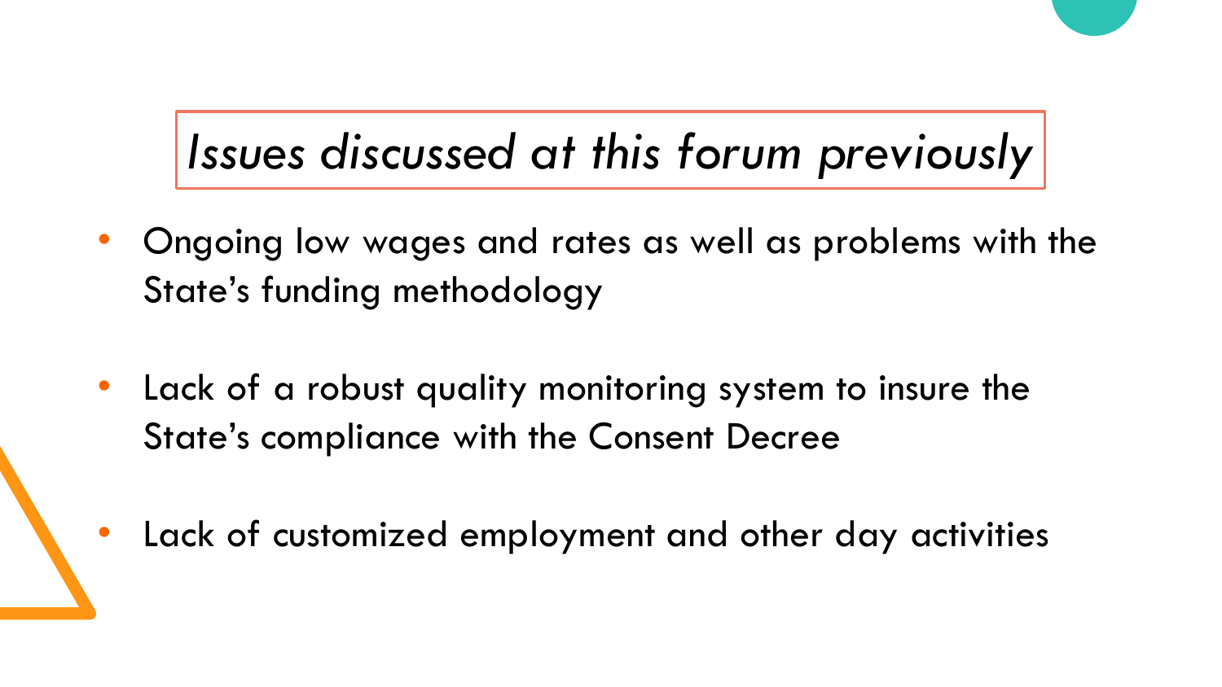# *Issues discussed at this forum previously*

- Ongoing low wages and rates as well as problems with the State's funding methodology
- Lack of a robust quality monitoring system to insure the State's compliance with the Consent Decree
- Lack of customized employment and other day activities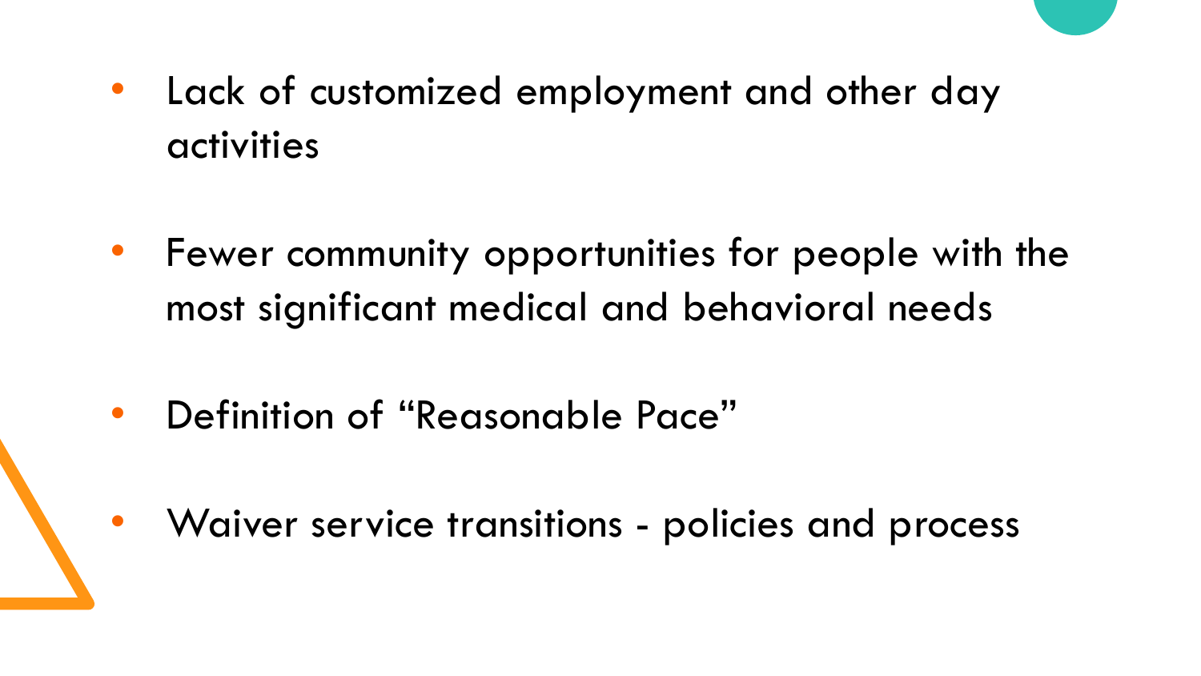- Lack of customized employment and other day activities

- Fewer community opportunities for people with the most significant medical and behavioral needs

- Definition of “Reasonable Pace”

- Waiver service transitions - policies and process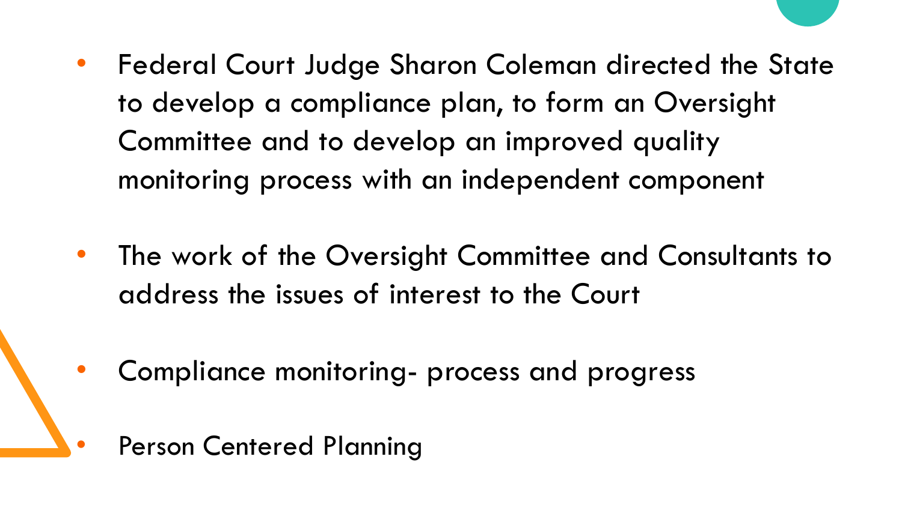- Federal Court Judge Sharon Coleman directed the State to develop a compliance plan, to form an Oversight Committee and to develop an improved quality monitoring process with an independent component
- The work of the Oversight Committee and Consultants to address the issues of interest to the Court
- Compliance monitoring- process and progress
- Person Centered Planning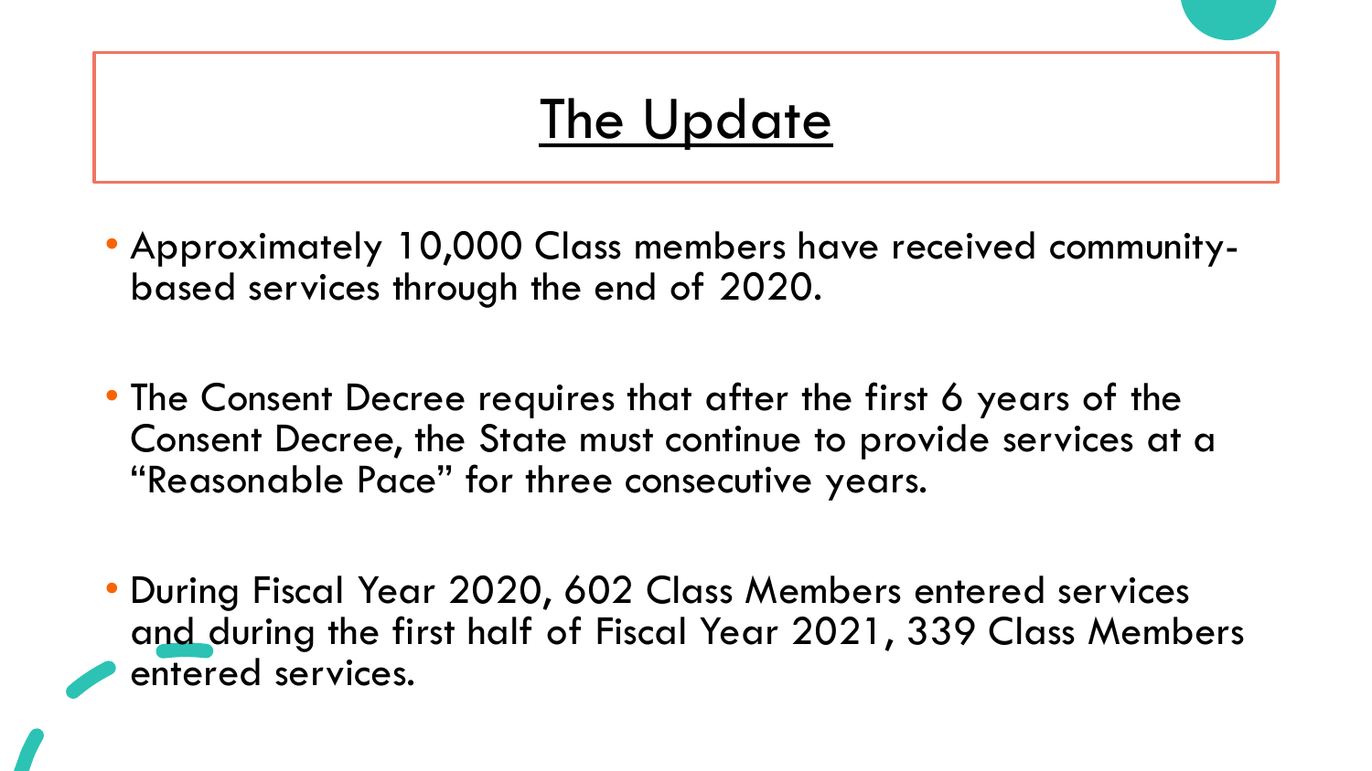# The Update

- Approximately 10,000 Class members have received community-based services through the end of 2020.
- The Consent Decree requires that after the first 6 years of the Consent Decree, the State must continue to provide services at a "Reasonable Pace" for three consecutive years.
- During Fiscal Year 2020, 602 Class Members entered services and during the first half of Fiscal Year 2021, 339 Class Members entered services.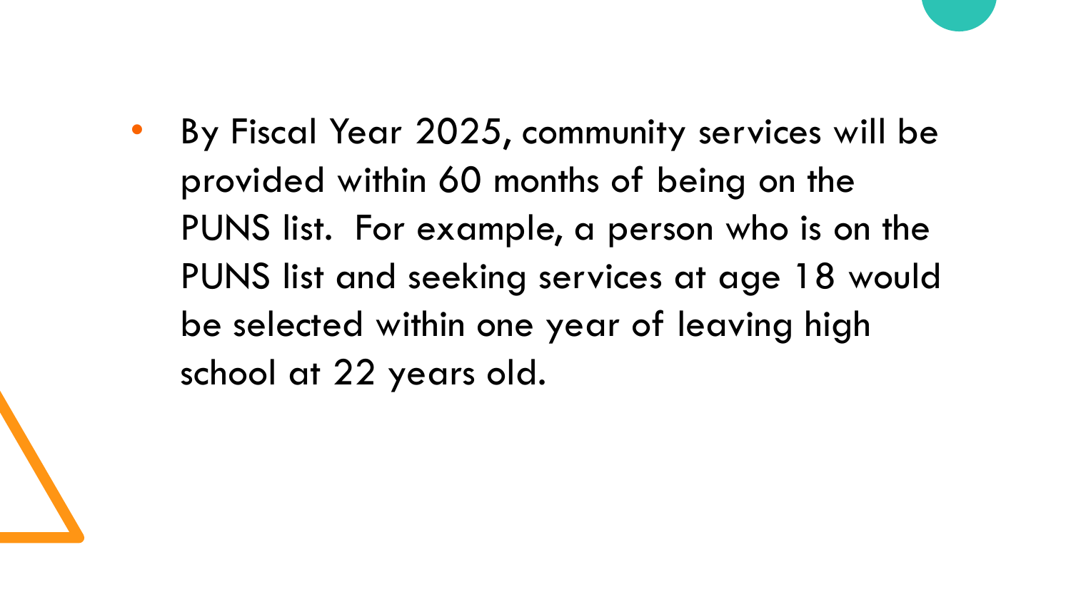- By Fiscal Year 2025, community services will be provided within 60 months of being on the PUNS list.  For example, a person who is on the PUNS list and seeking services at age 18 would be selected within one year of leaving high school at 22 years old.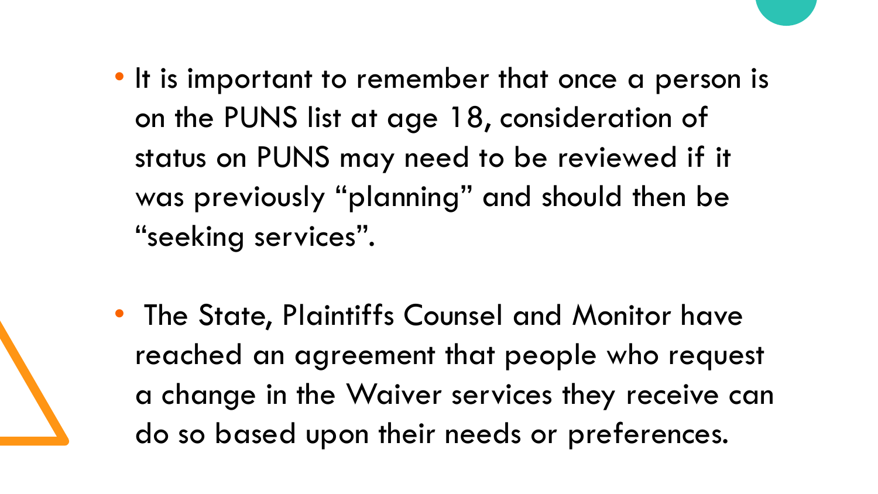- It is important to remember that once a person is on the PUNS list at age 18, consideration of status on PUNS may need to be reviewed if it was previously “planning” and should then be “seeking services”.

- The State, Plaintiffs Counsel and Monitor have reached an agreement that people who request a change in the Waiver services they receive can do so based upon their needs or preferences.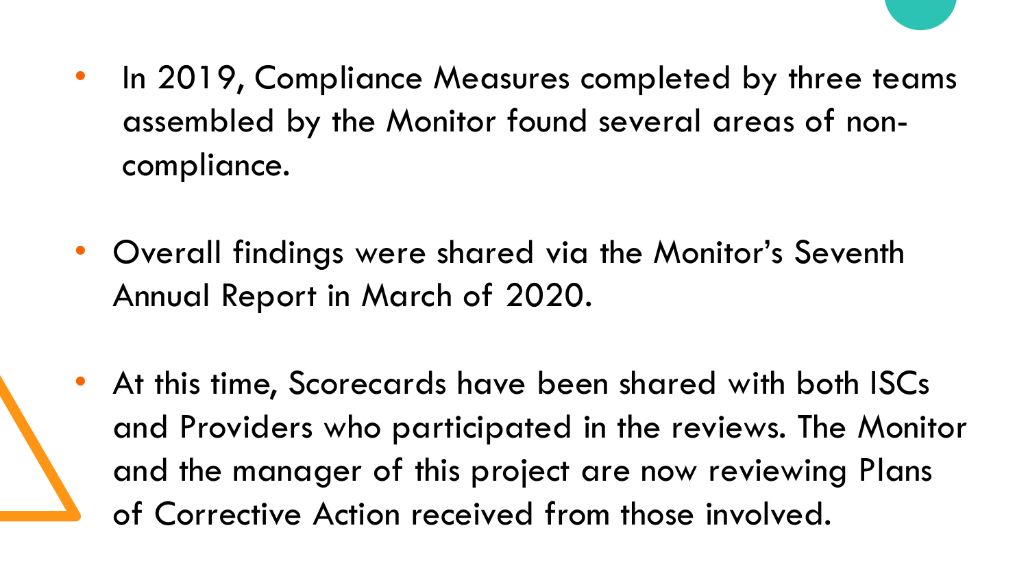- In 2019, Compliance Measures completed by three teams assembled by the Monitor found several areas of non-compliance.

- Overall findings were shared via the Monitor's Seventh Annual Report in March of 2020.

- At this time, Scorecards have been shared with both ISCs and Providers who participated in the reviews. The Monitor and the manager of this project are now reviewing Plans of Corrective Action received from those involved.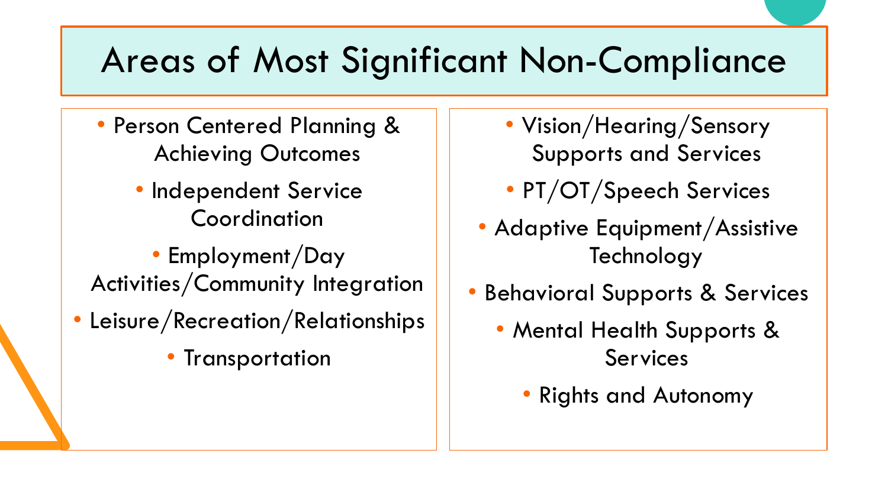# Areas of Most Significant Non-Compliance

- Person Centered Planning & Achieving Outcomes
- Independent Service Coordination
- Employment/Day Activities/Community Integration
- Leisure/Recreation/Relationships
- Transportation

- Vision/Hearing/Sensory Supports and Services
- PT/OT/Speech Services
- Adaptive Equipment/Assistive Technology
- Behavioral Supports & Services
- Mental Health Supports & Services
- Rights and Autonomy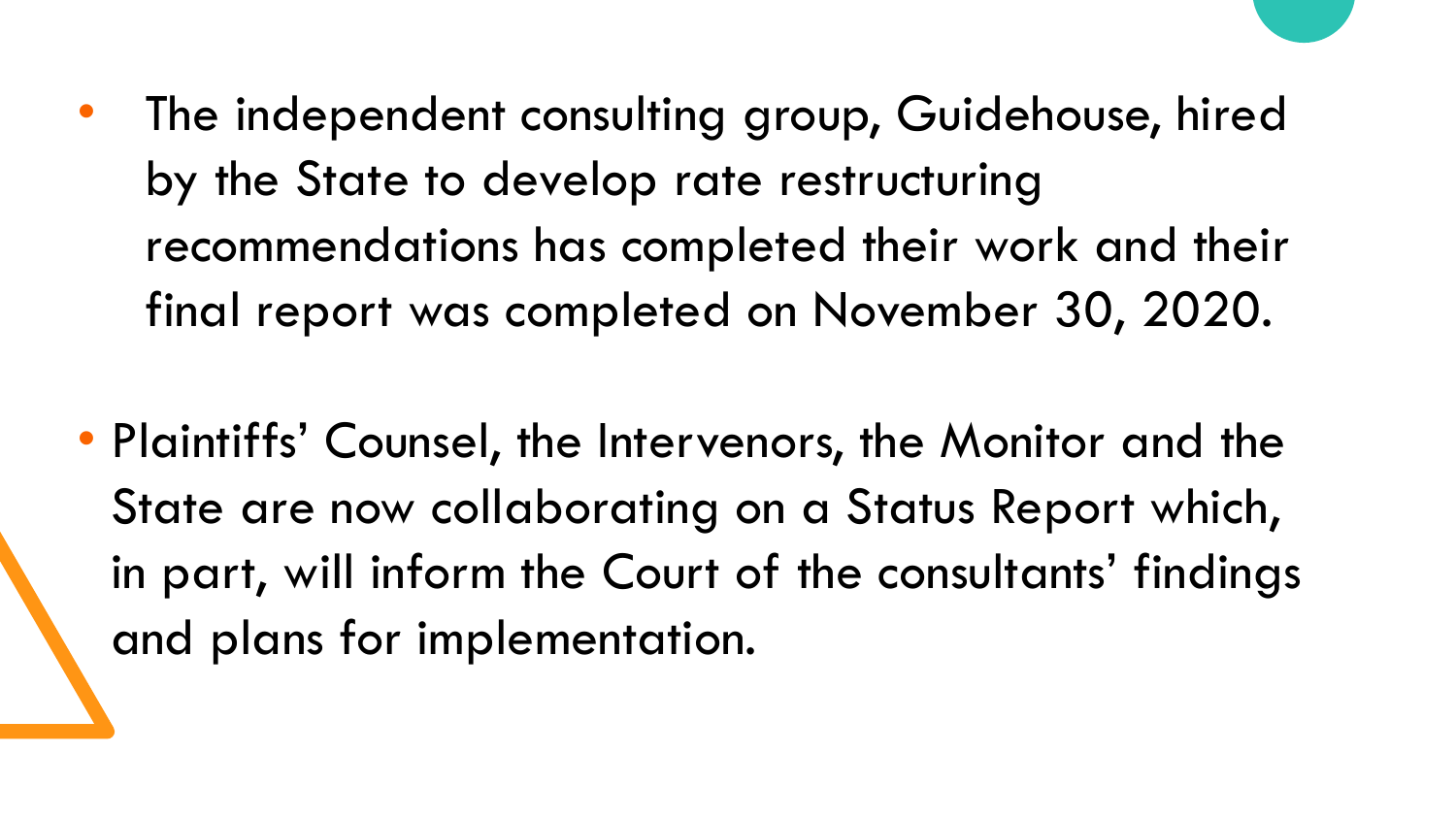- The independent consulting group, Guidehouse, hired by the State to develop rate restructuring recommendations has completed their work and their final report was completed on November 30, 2020.

- Plaintiffs' Counsel, the Intervenors, the Monitor and the State are now collaborating on a Status Report which, in part, will inform the Court of the consultants' findings and plans for implementation.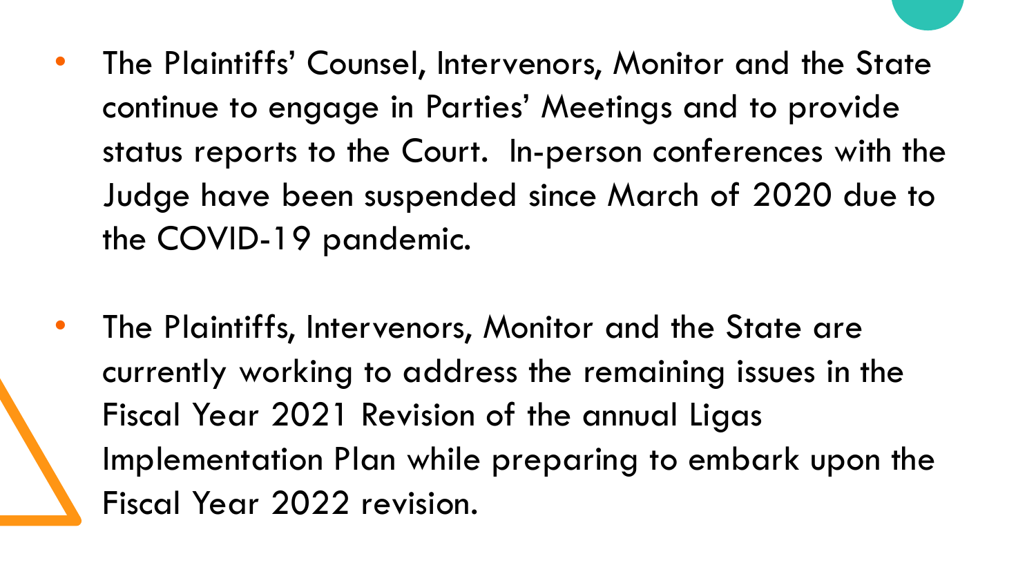- The Plaintiffs' Counsel, Intervenors, Monitor and the State continue to engage in Parties' Meetings and to provide status reports to the Court. In-person conferences with the Judge have been suspended since March of 2020 due to the COVID-19 pandemic.

- The Plaintiffs, Intervenors, Monitor and the State are currently working to address the remaining issues in the Fiscal Year 2021 Revision of the annual Ligas Implementation Plan while preparing to embark upon the Fiscal Year 2022 revision.